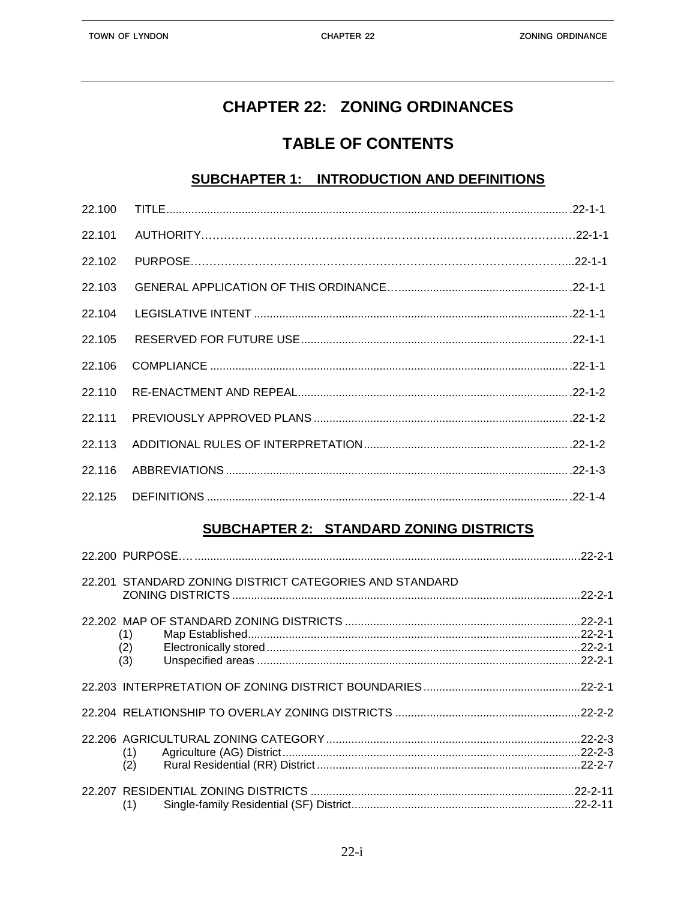# CHAPTER 22: ZONING ORDINANCES

## TABLE OF CONTENTS

### SUBCHAPTER 1: INTRODUCTION AND DEFINITIONS

| | | |
|---|---|---|
| 22.100 | TITLE | 22-1-1 |
| 22.101 | AUTHORITY | 22-1-1 |
| 22.102 | PURPOSE | 22-1-1 |
| 22.103 | GENERAL APPLICATION OF THIS ORDINANCE | 22-1-1 |
| 22.104 | LEGISLATIVE INTENT | 22-1-1 |
| 22.105 | RESERVED FOR FUTURE USE | 22-1-1 |
| 22.106 | COMPLIANCE | 22-1-1 |
| 22.110 | RE-ENACTMENT AND REPEAL | 22-1-2 |
| 22.111 | PREVIOUSLY APPROVED PLANS | 22-1-2 |
| 22.113 | ADDITIONAL RULES OF INTERPRETATION | 22-1-2 |
| 22.116 | ABBREVIATIONS | 22-1-3 |
| 22.125 | DEFINITIONS | 22-1-4 |

### SUBCHAPTER 2: STANDARD ZONING DISTRICTS

| | | |
|---|---|---|
| 22.200 | PURPOSE | 22-2-1 |
| 22.201 | STANDARD ZONING DISTRICT CATEGORIES AND STANDARD ZONING DISTRICTS | 22-2-1 |
| 22.202 | MAP OF STANDARD ZONING DISTRICTS | 22-2-1 |
| | (1) Map Established | 22-2-1 |
| | (2) Electronically stored | 22-2-1 |
| | (3) Unspecified areas | 22-2-1 |
| 22.203 | INTERPRETATION OF ZONING DISTRICT BOUNDARIES | 22-2-1 |
| 22.204 | RELATIONSHIP TO OVERLAY ZONING DISTRICTS | 22-2-2 |
| 22.206 | AGRICULTURAL ZONING CATEGORY | 22-2-3 |
| | (1) Agriculture (AG) District | 22-2-3 |
| | (2) Rural Residential (RR) District | 22-2-7 |
| 22.207 | RESIDENTIAL ZONING DISTRICTS | 22-2-11 |
| | (1) Single-family Residential (SF) District | 22-2-11 |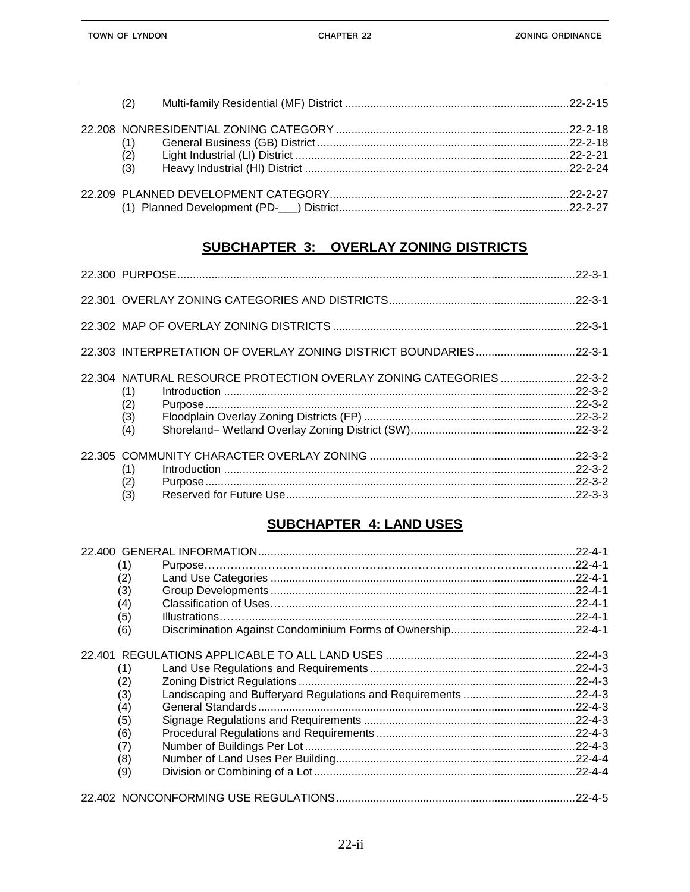(2) Multi-family Residential (MF) District ....................................................................22-2-15

22.208 NONRESIDENTIAL ZONING CATEGORY ..........................................................................22-2-18
(1) General Business (GB) District ................................................................................22-2-18
(2) Light Industrial (LI) District .......................................................................................22-2-21
(3) Heavy Industrial (HI) District ....................................................................................22-2-24

22.209 PLANNED DEVELOPMENT CATEGORY............................................................................22-2-27
(1) Planned Development (PD-___) District.........................................................................22-2-27

## SUBCHAPTER 3: OVERLAY ZONING DISTRICTS

22.300 PURPOSE..............................................................................................................................22-3-1

22.301 OVERLAY ZONING CATEGORIES AND DISTRICTS...........................................................22-3-1

22.302 MAP OF OVERLAY ZONING DISTRICTS .............................................................................22-3-1

22.303 INTERPRETATION OF OVERLAY ZONING DISTRICT BOUNDARIES................................22-3-1

22.304 NATURAL RESOURCE PROTECTION OVERLAY ZONING CATEGORIES ........................22-3-2
(1) Introduction ................................................................................................................22-3-2
(2) Purpose......................................................................................................................22-3-2
(3) Floodplain Overlay Zoning Districts (FP) ...................................................................22-3-2
(4) Shoreland– Wetland Overlay Zoning District (SW).....................................................22-3-2

22.305 COMMUNITY CHARACTER OVERLAY ZONING .................................................................22-3-2
(1) Introduction ................................................................................................................22-3-2
(2) Purpose......................................................................................................................22-3-2
(3) Reserved for Future Use............................................................................................22-3-3

## SUBCHAPTER 4: LAND USES

22.400 GENERAL INFORMATION.....................................................................................................22-4-1
(1) Purpose……………………………………………………………………………………….22-4-1
(2) Land Use Categories .................................................................................................22-4-1
(3) Group Developments .................................................................................................22-4-1
(4) Classification of Uses…. ............................................................................................22-4-1
(5) Illustrations……..........................................................................................................22-4-1
(6) Discrimination Against Condominium Forms of Ownership........................................22-4-1

22.401 REGULATIONS APPLICABLE TO ALL LAND USES ............................................................22-4-3
(1) Land Use Regulations and Requirements .................................................................22-4-3
(2) Zoning District Regulations ........................................................................................22-4-3
(3) Landscaping and Bufferyard Regulations and Requirements ....................................22-4-3
(4) General Standards .....................................................................................................22-4-3
(5) Signage Regulations and Requirements ...................................................................22-4-3
(6) Procedural Regulations and Requirements ...............................................................22-4-3
(7) Number of Buildings Per Lot ......................................................................................22-4-3
(8) Number of Land Uses Per Building............................................................................22-4-4
(9) Division or Combining of a Lot ...................................................................................22-4-4

22.402 NONCONFORMING USE REGULATIONS............................................................................22-4-5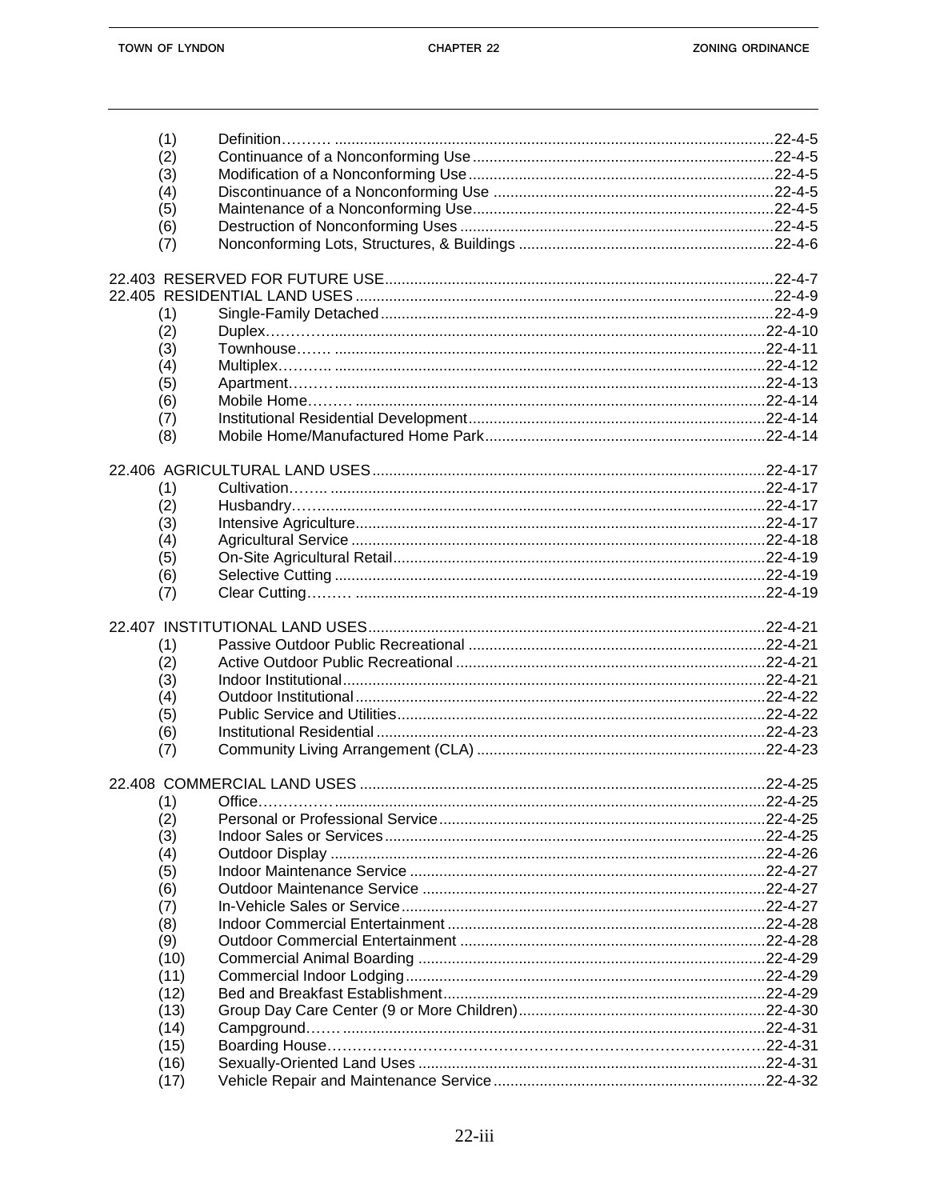| | | |
|---|---|---|
| (1) | Definition | 22-4-5 |
| (2) | Continuance of a Nonconforming Use | 22-4-5 |
| (3) | Modification of a Nonconforming Use | 22-4-5 |
| (4) | Discontinuance of a Nonconforming Use | 22-4-5 |
| (5) | Maintenance of a Nonconforming Use | 22-4-5 |
| (6) | Destruction of Nonconforming Uses | 22-4-5 |
| (7) | Nonconforming Lots, Structures, & Buildings | 22-4-6 |

| | | |
|---|---|---|
| 22.403 | RESERVED FOR FUTURE USE | 22-4-7 |
| 22.405 | RESIDENTIAL LAND USES | 22-4-9 |
| (1) | Single-Family Detached | 22-4-9 |
| (2) | Duplex | 22-4-10 |
| (3) | Townhouse | 22-4-11 |
| (4) | Multiplex | 22-4-12 |
| (5) | Apartment | 22-4-13 |
| (6) | Mobile Home | 22-4-14 |
| (7) | Institutional Residential Development | 22-4-14 |
| (8) | Mobile Home/Manufactured Home Park | 22-4-14 |

| | | |
|---|---|---|
| 22.406 | AGRICULTURAL LAND USES | 22-4-17 |
| (1) | Cultivation | 22-4-17 |
| (2) | Husbandry | 22-4-17 |
| (3) | Intensive Agriculture | 22-4-17 |
| (4) | Agricultural Service | 22-4-18 |
| (5) | On-Site Agricultural Retail | 22-4-19 |
| (6) | Selective Cutting | 22-4-19 |
| (7) | Clear Cutting | 22-4-19 |

| | | |
|---|---|---|
| 22.407 | INSTITUTIONAL LAND USES | 22-4-21 |
| (1) | Passive Outdoor Public Recreational | 22-4-21 |
| (2) | Active Outdoor Public Recreational | 22-4-21 |
| (3) | Indoor Institutional | 22-4-21 |
| (4) | Outdoor Institutional | 22-4-22 |
| (5) | Public Service and Utilities | 22-4-22 |
| (6) | Institutional Residential | 22-4-23 |
| (7) | Community Living Arrangement (CLA) | 22-4-23 |

| | | |
|---|---|---|
| 22.408 | COMMERCIAL LAND USES | 22-4-25 |
| (1) | Office | 22-4-25 |
| (2) | Personal or Professional Service | 22-4-25 |
| (3) | Indoor Sales or Services | 22-4-25 |
| (4) | Outdoor Display | 22-4-26 |
| (5) | Indoor Maintenance Service | 22-4-27 |
| (6) | Outdoor Maintenance Service | 22-4-27 |
| (7) | In-Vehicle Sales or Service | 22-4-27 |
| (8) | Indoor Commercial Entertainment | 22-4-28 |
| (9) | Outdoor Commercial Entertainment | 22-4-28 |
| (10) | Commercial Animal Boarding | 22-4-29 |
| (11) | Commercial Indoor Lodging | 22-4-29 |
| (12) | Bed and Breakfast Establishment | 22-4-29 |
| (13) | Group Day Care Center (9 or More Children) | 22-4-30 |
| (14) | Campground | 22-4-31 |
| (15) | Boarding House | 22-4-31 |
| (16) | Sexually-Oriented Land Uses | 22-4-31 |
| (17) | Vehicle Repair and Maintenance Service | 22-4-32 |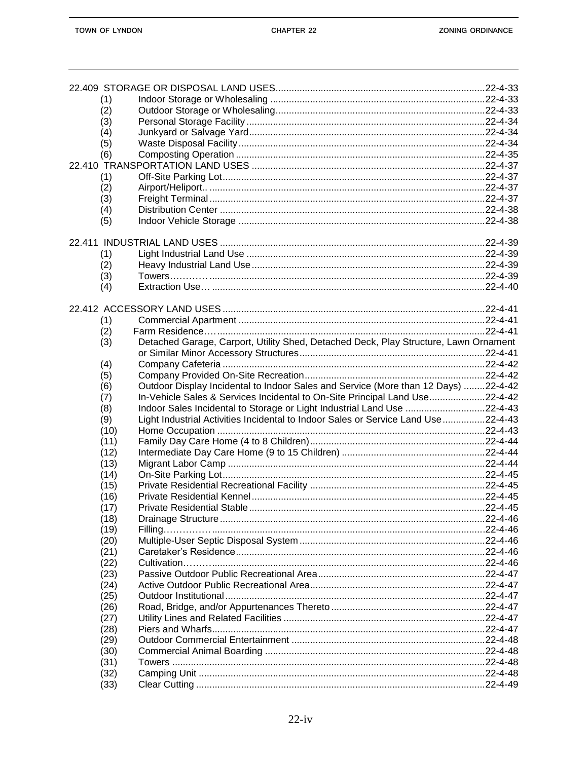22.409 STORAGE OR DISPOSAL LAND USES..............................................................................22-4-33
- (1) Indoor Storage or Wholesaling ................................................................................22-4-33
- (2) Outdoor Storage or Wholesaling..............................................................................22-4-33
- (3) Personal Storage Facility .........................................................................................22-4-34
- (4) Junkyard or Salvage Yard........................................................................................22-4-34
- (5) Waste Disposal Facility ............................................................................................22-4-34
- (6) Composting Operation .............................................................................................22-4-35

22.410 TRANSPORTATION LAND USES .......................................................................................22-4-37
- (1) Off-Site Parking Lot..................................................................................................22-4-37
- (2) Airport/Heliport.. .......................................................................................................22-4-37
- (3) Freight Terminal .......................................................................................................22-4-37
- (4) Distribution Center ...................................................................................................22-4-38
- (5) Indoor Vehicle Storage ............................................................................................22-4-38

22.411 INDUSTRIAL LAND USES ...................................................................................................22-4-39
- (1) Light Industrial Land Use .........................................................................................22-4-39
- (2) Heavy Industrial Land Use.......................................................................................22-4-39
- (3) Towers………… .......................................................................................................22-4-39
- (4) Extraction Use… .......................................................................................................22-4-40

22.412 ACCESSORY LAND USES ..................................................................................................22-4-41
- (1) Commercial Apartment ............................................................................................22-4-41
- (2) Farm Residence…. ....................................................................................................22-4-41
- (3) Detached Garage, Carport, Utility Shed, Detached Deck, Play Structure, Lawn Ornament or Similar Minor Accessory Structures.....................................................................22-4-41
- (4) Company Cafeteria ..................................................................................................22-4-42
- (5) Company Provided On-Site Recreation...................................................................22-4-42
- (6) Outdoor Display Incidental to Indoor Sales and Service (More than 12 Days) ........22-4-42
- (7) In-Vehicle Sales & Services Incidental to On-Site Principal Land Use.....................22-4-42
- (8) Indoor Sales Incidental to Storage or Light Industrial Land Use .............................22-4-43
- (9) Light Industrial Activities Incidental to Indoor Sales or Service Land Use................22-4-43
- (10) Home Occupation ....................................................................................................22-4-43
- (11) Family Day Care Home (4 to 8 Children).................................................................22-4-44
- (12) Intermediate Day Care Home (9 to 15 Children) ......................................................22-4-44
- (13) Migrant Labor Camp ................................................................................................22-4-44
- (14) On-Site Parking Lot..................................................................................................22-4-45
- (15) Private Residential Recreational Facility .................................................................22-4-45
- (16) Private Residential Kennel.......................................................................................22-4-45
- (17) Private Residential Stable........................................................................................22-4-45
- (18) Drainage Structure...................................................................................................22-4-46
- (19) Filling…………….......................................................................................................22-4-46
- (20) Multiple-User Septic Disposal System.....................................................................22-4-46
- (21) Caretaker's Residence.............................................................................................22-4-46
- (22) Cultivation………......................................................................................................22-4-46
- (23) Passive Outdoor Public Recreational Area..............................................................22-4-47
- (24) Active Outdoor Public Recreational Area.................................................................22-4-47
- (25) Outdoor Institutional.................................................................................................22-4-47
- (26) Road, Bridge, and/or Appurtenances Thereto .........................................................22-4-47
- (27) Utility Lines and Related Facilities ...........................................................................22-4-47
- (28) Piers and Wharfs......................................................................................................22-4-47
- (29) Outdoor Commercial Entertainment ........................................................................22-4-48
- (30) Commercial Animal Boarding ..................................................................................22-4-48
- (31) Towers .....................................................................................................................22-4-48
- (32) Camping Unit ...........................................................................................................22-4-48
- (33) Clear Cutting ............................................................................................................22-4-49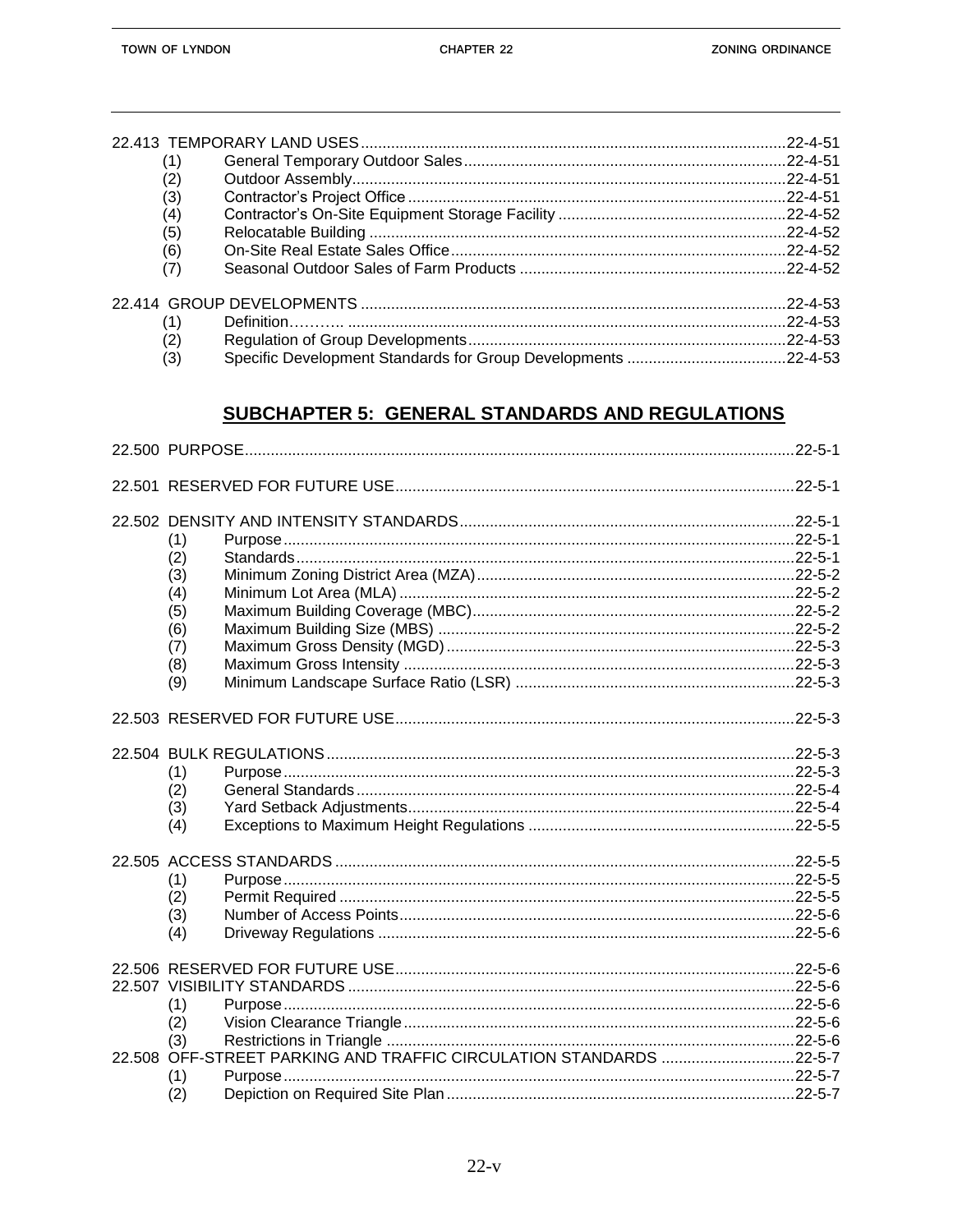| | | |
|---|---|---|
| 22.413 TEMPORARY LAND USES | | 22-4-51 |
| (1) | General Temporary Outdoor Sales | 22-4-51 |
| (2) | Outdoor Assembly | 22-4-51 |
| (3) | Contractor's Project Office | 22-4-51 |
| (4) | Contractor's On-Site Equipment Storage Facility | 22-4-52 |
| (5) | Relocatable Building | 22-4-52 |
| (6) | On-Site Real Estate Sales Office | 22-4-52 |
| (7) | Seasonal Outdoor Sales of Farm Products | 22-4-52 |
| 22.414 GROUP DEVELOPMENTS | | 22-4-53 |
| (1) | Definition | 22-4-53 |
| (2) | Regulation of Group Developments | 22-4-53 |
| (3) | Specific Development Standards for Group Developments | 22-4-53 |

## SUBCHAPTER 5: GENERAL STANDARDS AND REGULATIONS

| | | |
|---|---|---|
| 22.500 PURPOSE | | 22-5-1 |
| 22.501 RESERVED FOR FUTURE USE | | 22-5-1 |
| 22.502 DENSITY AND INTENSITY STANDARDS | | 22-5-1 |
| (1) | Purpose | 22-5-1 |
| (2) | Standards | 22-5-1 |
| (3) | Minimum Zoning District Area (MZA) | 22-5-2 |
| (4) | Minimum Lot Area (MLA) | 22-5-2 |
| (5) | Maximum Building Coverage (MBC) | 22-5-2 |
| (6) | Maximum Building Size (MBS) | 22-5-2 |
| (7) | Maximum Gross Density (MGD) | 22-5-3 |
| (8) | Maximum Gross Intensity | 22-5-3 |
| (9) | Minimum Landscape Surface Ratio (LSR) | 22-5-3 |
| 22.503 RESERVED FOR FUTURE USE | | 22-5-3 |
| 22.504 BULK REGULATIONS | | 22-5-3 |
| (1) | Purpose | 22-5-3 |
| (2) | General Standards | 22-5-4 |
| (3) | Yard Setback Adjustments | 22-5-4 |
| (4) | Exceptions to Maximum Height Regulations | 22-5-5 |
| 22.505 ACCESS STANDARDS | | 22-5-5 |
| (1) | Purpose | 22-5-5 |
| (2) | Permit Required | 22-5-5 |
| (3) | Number of Access Points | 22-5-6 |
| (4) | Driveway Regulations | 22-5-6 |
| 22.506 RESERVED FOR FUTURE USE | | 22-5-6 |
| 22.507 VISIBILITY STANDARDS | | 22-5-6 |
| (1) | Purpose | 22-5-6 |
| (2) | Vision Clearance Triangle | 22-5-6 |
| (3) | Restrictions in Triangle | 22-5-6 |
| 22.508 OFF-STREET PARKING AND TRAFFIC CIRCULATION STANDARDS | | 22-5-7 |
| (1) | Purpose | 22-5-7 |
| (2) | Depiction on Required Site Plan | 22-5-7 |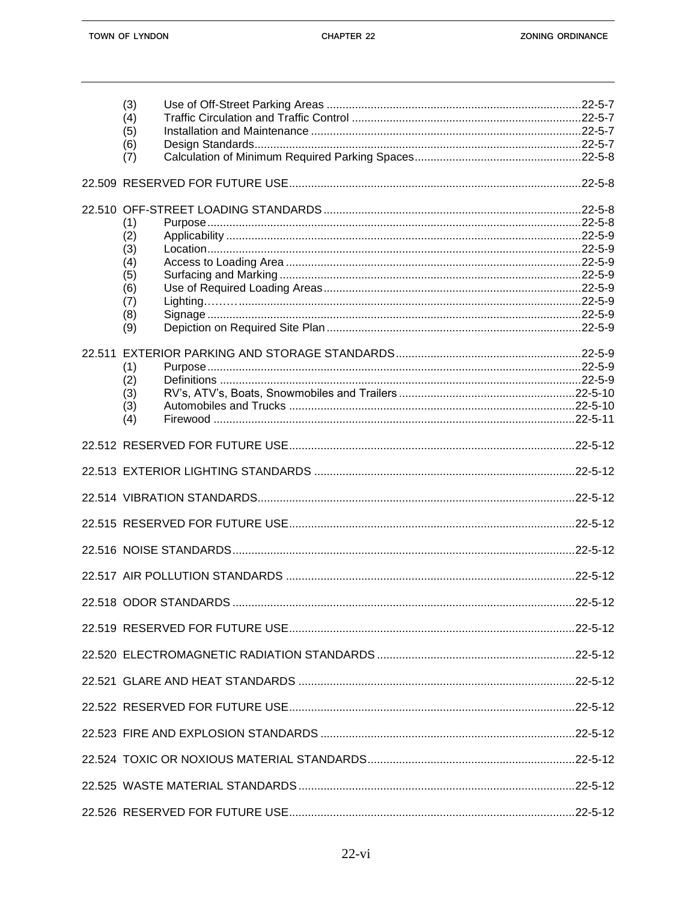(3) Use of Off-Street Parking Areas ....................22-5-7
(4) Traffic Circulation and Traffic Control ....................22-5-7
(5) Installation and Maintenance ....................22-5-7
(6) Design Standards....................22-5-7
(7) Calculation of Minimum Required Parking Spaces....................22-5-8

22.509 RESERVED FOR FUTURE USE....................22-5-8

22.510 OFF-STREET LOADING STANDARDS....................22-5-8
(1) Purpose....................22-5-8
(2) Applicability ....................22-5-9
(3) Location....................22-5-9
(4) Access to Loading Area ....................22-5-9
(5) Surfacing and Marking ....................22-5-9
(6) Use of Required Loading Areas....................22-5-9
(7) Lighting………....................22-5-9
(8) Signage ....................22-5-9
(9) Depiction on Required Site Plan ....................22-5-9

22.511 EXTERIOR PARKING AND STORAGE STANDARDS....................22-5-9
(1) Purpose....................22-5-9
(2) Definitions ....................22-5-9
(3) RV's, ATV's, Boats, Snowmobiles and Trailers ....................22-5-10
(3) Automobiles and Trucks ....................22-5-10
(4) Firewood ....................22-5-11

22.512 RESERVED FOR FUTURE USE....................22-5-12

22.513 EXTERIOR LIGHTING STANDARDS ....................22-5-12

22.514 VIBRATION STANDARDS....................22-5-12

22.515 RESERVED FOR FUTURE USE....................22-5-12

22.516 NOISE STANDARDS....................22-5-12

22.517 AIR POLLUTION STANDARDS ....................22-5-12

22.518 ODOR STANDARDS ....................22-5-12

22.519 RESERVED FOR FUTURE USE....................22-5-12

22.520 ELECTROMAGNETIC RADIATION STANDARDS ....................22-5-12

22.521 GLARE AND HEAT STANDARDS ....................22-5-12

22.522 RESERVED FOR FUTURE USE....................22-5-12

22.523 FIRE AND EXPLOSION STANDARDS ....................22-5-12

22.524 TOXIC OR NOXIOUS MATERIAL STANDARDS....................22-5-12

22.525 WASTE MATERIAL STANDARDS ....................22-5-12

22.526 RESERVED FOR FUTURE USE....................22-5-12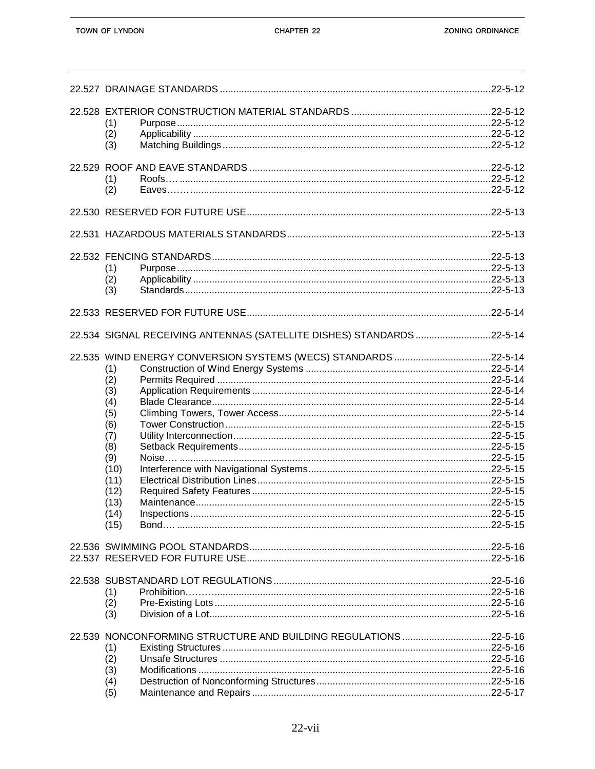| | | |
|---|---|---|
| 22.527 DRAINAGE STANDARDS | | 22-5-12 |
| 22.528 EXTERIOR CONSTRUCTION MATERIAL STANDARDS | | 22-5-12 |
| (1) | Purpose | 22-5-12 |
| (2) | Applicability | 22-5-12 |
| (3) | Matching Buildings | 22-5-12 |
| 22.529 ROOF AND EAVE STANDARDS | | 22-5-12 |
| (1) | Roofs…. | 22-5-12 |
| (2) | Eaves……. | 22-5-12 |
| 22.530 RESERVED FOR FUTURE USE | | 22-5-13 |
| 22.531 HAZARDOUS MATERIALS STANDARDS | | 22-5-13 |
| 22.532 FENCING STANDARDS | | 22-5-13 |
| (1) | Purpose | 22-5-13 |
| (2) | Applicability | 22-5-13 |
| (3) | Standards | 22-5-13 |
| 22.533 RESERVED FOR FUTURE USE | | 22-5-14 |
| 22.534 SIGNAL RECEIVING ANTENNAS (SATELLITE DISHES) STANDARDS | | 22-5-14 |
| 22.535 WIND ENERGY CONVERSION SYSTEMS (WECS) STANDARDS | | 22-5-14 |
| (1) | Construction of Wind Energy Systems | 22-5-14 |
| (2) | Permits Required | 22-5-14 |
| (3) | Application Requirements | 22-5-14 |
| (4) | Blade Clearance | 22-5-14 |
| (5) | Climbing Towers, Tower Access | 22-5-14 |
| (6) | Tower Construction | 22-5-15 |
| (7) | Utility Interconnection | 22-5-15 |
| (8) | Setback Requirements | 22-5-15 |
| (9) | Noise…. | 22-5-15 |
| (10) | Interference with Navigational Systems | 22-5-15 |
| (11) | Electrical Distribution Lines | 22-5-15 |
| (12) | Required Safety Features | 22-5-15 |
| (13) | Maintenance | 22-5-15 |
| (14) | Inspections | 22-5-15 |
| (15) | Bond…. | 22-5-15 |
| 22.536 SWIMMING POOL STANDARDS | | 22-5-16 |
| 22.537 RESERVED FOR FUTURE USE | | 22-5-16 |
| 22.538 SUBSTANDARD LOT REGULATIONS | | 22-5-16 |
| (1) | Prohibition……. | 22-5-16 |
| (2) | Pre-Existing Lots | 22-5-16 |
| (3) | Division of a Lot | 22-5-16 |
| 22.539 NONCONFORMING STRUCTURE AND BUILDING REGULATIONS | | 22-5-16 |
| (1) | Existing Structures | 22-5-16 |
| (2) | Unsafe Structures | 22-5-16 |
| (3) | Modifications | 22-5-16 |
| (4) | Destruction of Nonconforming Structures | 22-5-16 |
| (5) | Maintenance and Repairs | 22-5-17 |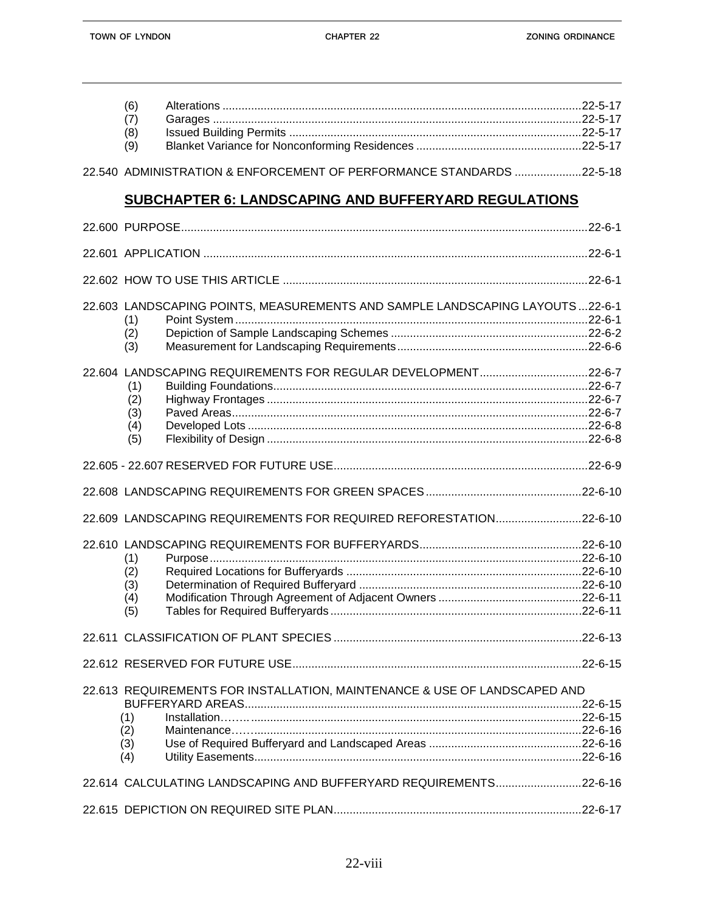(6) Alterations ....................................................................................................22-5-17
(7) Garages ........................................................................................................22-5-17
(8) Issued Building Permits ................................................................................22-5-17
(9) Blanket Variance for Nonconforming Residences .........................................22-5-17

22.540 ADMINISTRATION & ENFORCEMENT OF PERFORMANCE STANDARDS .....................22-5-18

## SUBCHAPTER 6: LANDSCAPING AND BUFFERYARD REGULATIONS

22.600 PURPOSE..............................................................................................................22-6-1

22.601 APPLICATION .......................................................................................................22-6-1

22.602 HOW TO USE THIS ARTICLE ..............................................................................22-6-1

22.603 LANDSCAPING POINTS, MEASUREMENTS AND SAMPLE LANDSCAPING LAYOUTS ...22-6-1
(1) Point System ..................................................................................................22-6-1
(2) Depiction of Sample Landscaping Schemes .................................................22-6-2
(3) Measurement for Landscaping Requirements ...............................................22-6-6

22.604 LANDSCAPING REQUIREMENTS FOR REGULAR DEVELOPMENT..................................22-6-7
(1) Building Foundations......................................................................................22-6-7
(2) Highway Frontages ........................................................................................22-6-7
(3) Paved Areas...................................................................................................22-6-7
(4) Developed Lots ..............................................................................................22-6-8
(5) Flexibility of Design ........................................................................................22-6-8

22.605 - 22.607 RESERVED FOR FUTURE USE................................................................22-6-9

22.608 LANDSCAPING REQUIREMENTS FOR GREEN SPACES.............................................22-6-10

22.609 LANDSCAPING REQUIREMENTS FOR REQUIRED REFORESTATION..........................22-6-10

22.610 LANDSCAPING REQUIREMENTS FOR BUFFERYARDS.................................................22-6-10
(1) Purpose..........................................................................................................22-6-10
(2) Required Locations for Bufferyards ...............................................................22-6-10
(3) Determination of Required Bufferyard ...........................................................22-6-10
(4) Modification Through Agreement of Adjacent Owners ..................................22-6-11
(5) Tables for Required Bufferyards.....................................................................22-6-11

22.611 CLASSIFICATION OF PLANT SPECIES ...........................................................................22-6-13

22.612 RESERVED FOR FUTURE USE.........................................................................................22-6-15

22.613 REQUIREMENTS FOR INSTALLATION, MAINTENANCE & USE OF LANDSCAPED AND BUFFERYARD AREAS..........................................................................................22-6-15
(1) Installation……. ...............................................................................................22-6-15
(2) Maintenance……...............................................................................................22-6-16
(3) Use of Required Bufferyard and Landscaped Areas ......................................22-6-16
(4) Utility Easements............................................................................................22-6-16

22.614 CALCULATING LANDSCAPING AND BUFFERYARD REQUIREMENTS..........................22-6-16

22.615 DEPICTION ON REQUIRED SITE PLAN.............................................................................22-6-17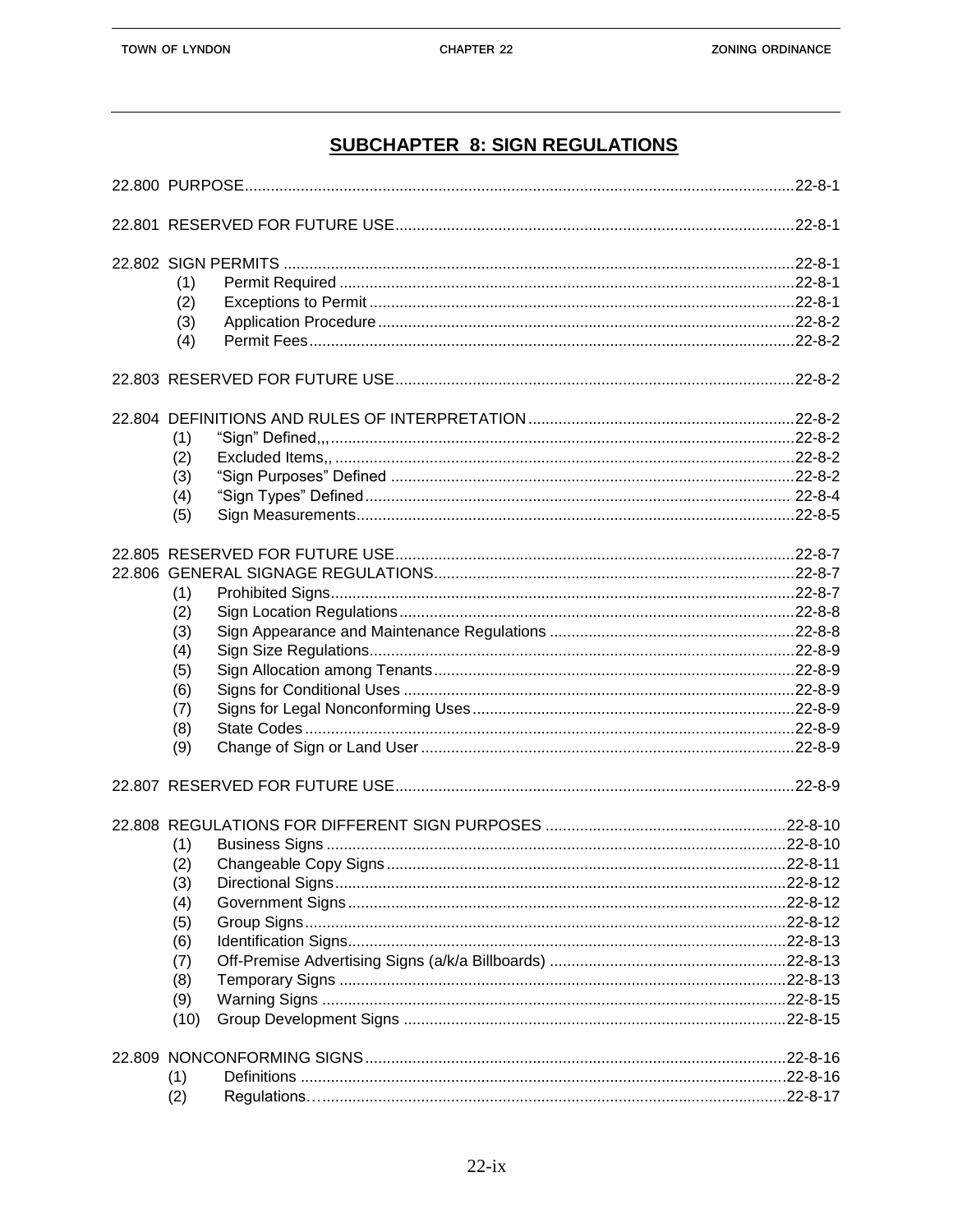## SUBCHAPTER 8: SIGN REGULATIONS

22.800 PURPOSE...........................................................................................................................22-8-1

22.801 RESERVED FOR FUTURE USE..........................................................................................22-8-1

22.802 SIGN PERMITS ..................................................................................................................22-8-1
- (1) Permit Required ........................................................................................................22-8-1
- (2) Exceptions to Permit .................................................................................................22-8-1
- (3) Application Procedure ...............................................................................................22-8-2
- (4) Permit Fees...............................................................................................................22-8-2

22.803 RESERVED FOR FUTURE USE..........................................................................................22-8-2

22.804 DEFINITIONS AND RULES OF INTERPRETATION ............................................................22-8-2
- (1) "Sign" Defined,,,.........................................................................................................22-8-2
- (2) Excluded Items,, ........................................................................................................22-8-2
- (3) "Sign Purposes" Defined ...........................................................................................22-8-2
- (4) "Sign Types" Defined ................................................................................................ 22-8-4
- (5) Sign Measurements...................................................................................................22-8-5

22.805 RESERVED FOR FUTURE USE..........................................................................................22-8-7

22.806 GENERAL SIGNAGE REGULATIONS..................................................................................22-8-7
- (1) Prohibited Signs.........................................................................................................22-8-7
- (2) Sign Location Regulations .........................................................................................22-8-8
- (3) Sign Appearance and Maintenance Regulations .......................................................22-8-8
- (4) Sign Size Regulations.................................................................................................22-8-9
- (5) Sign Allocation among Tenants..................................................................................22-8-9
- (6) Signs for Conditional Uses .........................................................................................22-8-9
- (7) Signs for Legal Nonconforming Uses .........................................................................22-8-9
- (8) State Codes ...............................................................................................................22-8-9
- (9) Change of Sign or Land User ....................................................................................22-8-9

22.807 RESERVED FOR FUTURE USE..........................................................................................22-8-9

22.808 REGULATIONS FOR DIFFERENT SIGN PURPOSES .......................................................22-8-10
- (1) Business Signs .........................................................................................................22-8-10
- (2) Changeable Copy Signs ...........................................................................................22-8-11
- (3) Directional Signs.......................................................................................................22-8-12
- (4) Government Signs....................................................................................................22-8-12
- (5) Group Signs..............................................................................................................22-8-12
- (6) Identification Signs....................................................................................................22-8-13
- (7) Off-Premise Advertising Signs (a/k/a Billboards) ......................................................22-8-13
- (8) Temporary Signs ......................................................................................................22-8-13
- (9) Warning Signs ..........................................................................................................22-8-15
- (10) Group Development Signs .......................................................................................22-8-15

22.809 NONCONFORMING SIGNS................................................................................................22-8-16
- (1) Definitions ...............................................................................................................22-8-16
- (2) Regulations…...........................................................................................................22-8-17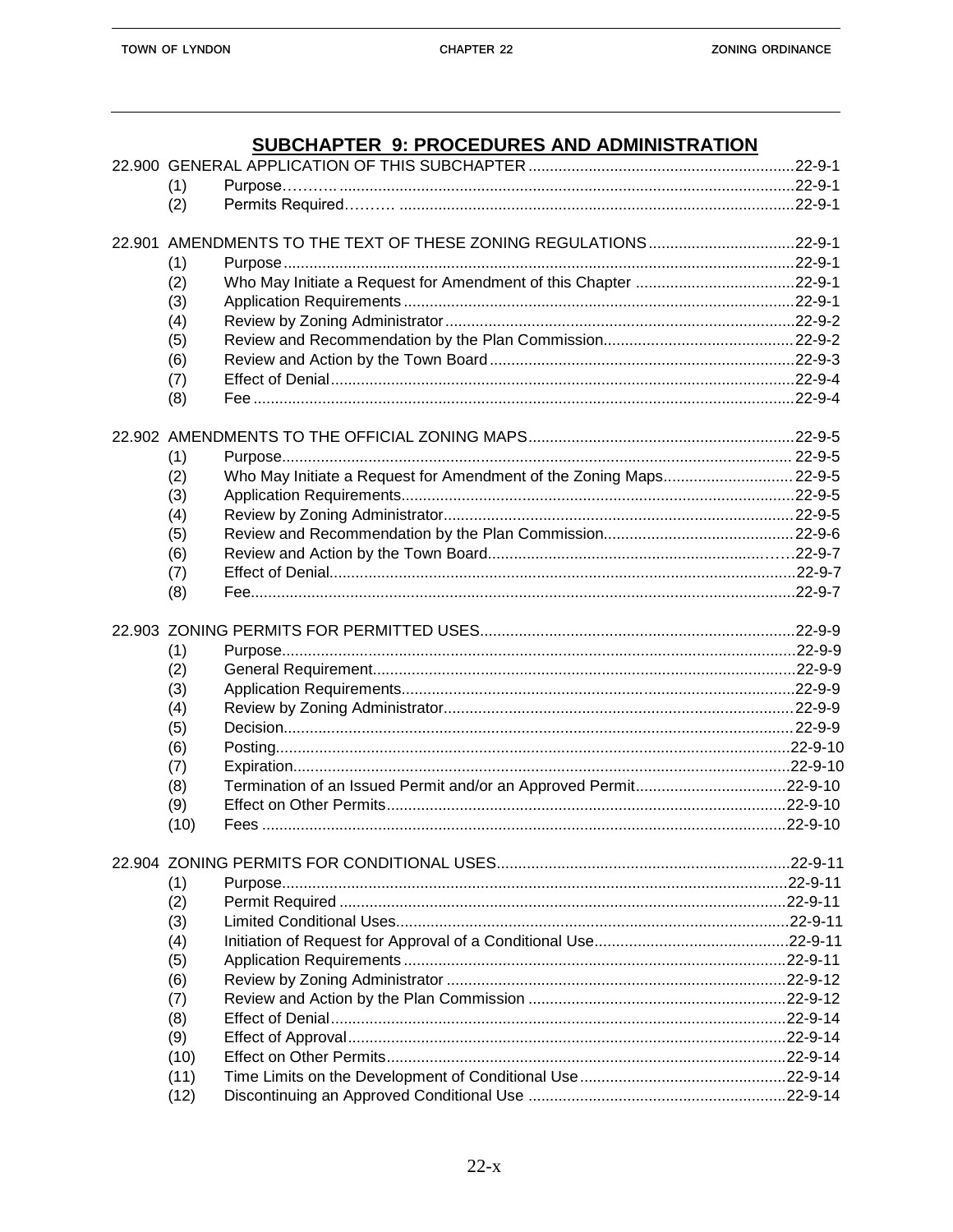## SUBCHAPTER 9: PROCEDURES AND ADMINISTRATION

22.900 GENERAL APPLICATION OF THIS SUBCHAPTER ............................................................. 22-9-1
- (1) Purpose………........................................................................................................... 22-9-1
- (2) Permits Required………. .......................................................................................... 22-9-1

22.901 AMENDMENTS TO THE TEXT OF THESE ZONING REGULATIONS ................................. 22-9-1
- (1) Purpose ..................................................................................................................... 22-9-1
- (2) Who May Initiate a Request for Amendment of this Chapter ..................................... 22-9-1
- (3) Application Requirements .......................................................................................... 22-9-1
- (4) Review by Zoning Administrator ................................................................................ 22-9-2
- (5) Review and Recommendation by the Plan Commission ............................................ 22-9-2
- (6) Review and Action by the Town Board ...................................................................... 22-9-3
- (7) Effect of Denial .......................................................................................................... 22-9-4
- (8) Fee ............................................................................................................................ 22-9-4

22.902 AMENDMENTS TO THE OFFICIAL ZONING MAPS ............................................................. 22-9-5
- (1) Purpose ..................................................................................................................... 22-9-5
- (2) Who May Initiate a Request for Amendment of the Zoning Maps ............................. 22-9-5
- (3) Application Requirements .......................................................................................... 22-9-5
- (4) Review by Zoning Administrator ................................................................................ 22-9-5
- (5) Review and Recommendation by the Plan Commission ............................................ 22-9-6
- (6) Review and Action by the Town Board ……………………………………………… 22-9-7
- (7) Effect of Denial .......................................................................................................... 22-9-7
- (8) Fee ............................................................................................................................ 22-9-7

22.903 ZONING PERMITS FOR PERMITTED USES ........................................................................ 22-9-9
- (1) Purpose ..................................................................................................................... 22-9-9
- (2) General Requirement ................................................................................................. 22-9-9
- (3) Application Requirements .......................................................................................... 22-9-9
- (4) Review by Zoning Administrator ................................................................................ 22-9-9
- (5) Decision ..................................................................................................................... 22-9-9
- (6) Posting ...................................................................................................................... 22-9-10
- (7) Expiration .................................................................................................................. 22-9-10
- (8) Termination of an Issued Permit and/or an Approved Permit .................................. 22-9-10
- (9) Effect on Other Permits ............................................................................................. 22-9-10
- (10) Fees ........................................................................................................................ 22-9-10

22.904 ZONING PERMITS FOR CONDITIONAL USES ................................................................... 22-9-11
- (1) Purpose ..................................................................................................................... 22-9-11
- (2) Permit Required ......................................................................................................... 22-9-11
- (3) Limited Conditional Uses ........................................................................................... 22-9-11
- (4) Initiation of Request for Approval of a Conditional Use ............................................. 22-9-11
- (5) Application Requirements .......................................................................................... 22-9-11
- (6) Review by Zoning Administrator ................................................................................ 22-9-12
- (7) Review and Action by the Plan Commission ............................................................. 22-9-12
- (8) Effect of Denial .......................................................................................................... 22-9-14
- (9) Effect of Approval ...................................................................................................... 22-9-14
- (10) Effect on Other Permits ........................................................................................... 22-9-14
- (11) Time Limits on the Development of Conditional Use ................................................ 22-9-14
- (12) Discontinuing an Approved Conditional Use ............................................................ 22-9-14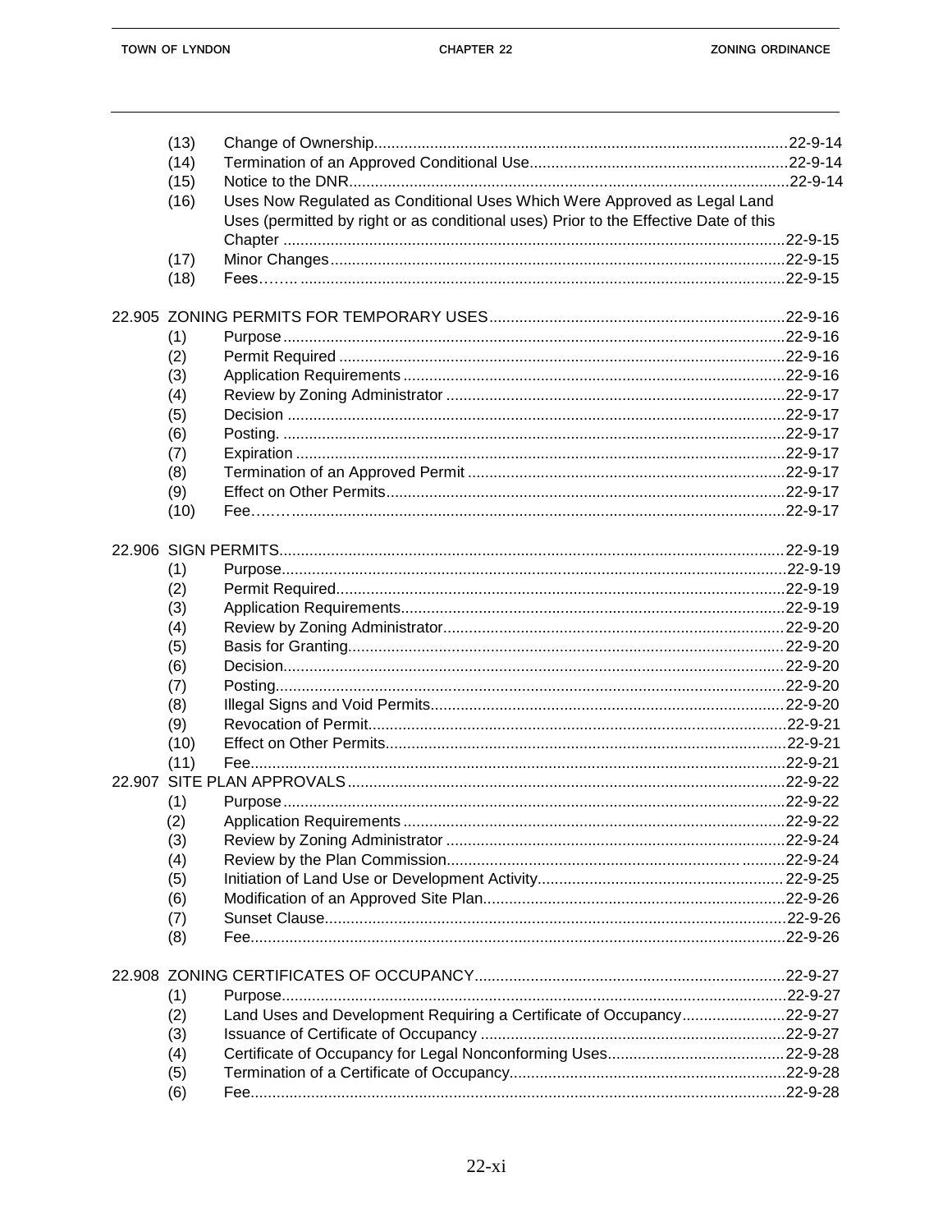| | | |
|---|---|---|
| (13) | Change of Ownership | 22-9-14 |
| (14) | Termination of an Approved Conditional Use | 22-9-14 |
| (15) | Notice to the DNR | 22-9-14 |
| (16) | Uses Now Regulated as Conditional Uses Which Were Approved as Legal Land Uses (permitted by right or as conditional uses) Prior to the Effective Date of this Chapter | 22-9-15 |
| (17) | Minor Changes | 22-9-15 |
| (18) | Fees | 22-9-15 |

**22.905 ZONING PERMITS FOR TEMPORARY USES** ........ 22-9-16

| | | |
|---|---|---|
| (1) | Purpose | 22-9-16 |
| (2) | Permit Required | 22-9-16 |
| (3) | Application Requirements | 22-9-16 |
| (4) | Review by Zoning Administrator | 22-9-17 |
| (5) | Decision | 22-9-17 |
| (6) | Posting. | 22-9-17 |
| (7) | Expiration | 22-9-17 |
| (8) | Termination of an Approved Permit | 22-9-17 |
| (9) | Effect on Other Permits | 22-9-17 |
| (10) | Fee | 22-9-17 |

**22.906 SIGN PERMITS** ........ 22-9-19

| | | |
|---|---|---|
| (1) | Purpose | 22-9-19 |
| (2) | Permit Required | 22-9-19 |
| (3) | Application Requirements | 22-9-19 |
| (4) | Review by Zoning Administrator | 22-9-20 |
| (5) | Basis for Granting | 22-9-20 |
| (6) | Decision | 22-9-20 |
| (7) | Posting | 22-9-20 |
| (8) | Illegal Signs and Void Permits | 22-9-20 |
| (9) | Revocation of Permit | 22-9-21 |
| (10) | Effect on Other Permits | 22-9-21 |
| (11) | Fee | 22-9-21 |

**22.907 SITE PLAN APPROVALS** ........ 22-9-22

| | | |
|---|---|---|
| (1) | Purpose | 22-9-22 |
| (2) | Application Requirements | 22-9-22 |
| (3) | Review by Zoning Administrator | 22-9-24 |
| (4) | Review by the Plan Commission | 22-9-24 |
| (5) | Initiation of Land Use or Development Activity | 22-9-25 |
| (6) | Modification of an Approved Site Plan | 22-9-26 |
| (7) | Sunset Clause | 22-9-26 |
| (8) | Fee | 22-9-26 |

**22.908 ZONING CERTIFICATES OF OCCUPANCY** ........ 22-9-27

| | | |
|---|---|---|
| (1) | Purpose | 22-9-27 |
| (2) | Land Uses and Development Requiring a Certificate of Occupancy | 22-9-27 |
| (3) | Issuance of Certificate of Occupancy | 22-9-27 |
| (4) | Certificate of Occupancy for Legal Nonconforming Uses | 22-9-28 |
| (5) | Termination of a Certificate of Occupancy | 22-9-28 |
| (6) | Fee | 22-9-28 |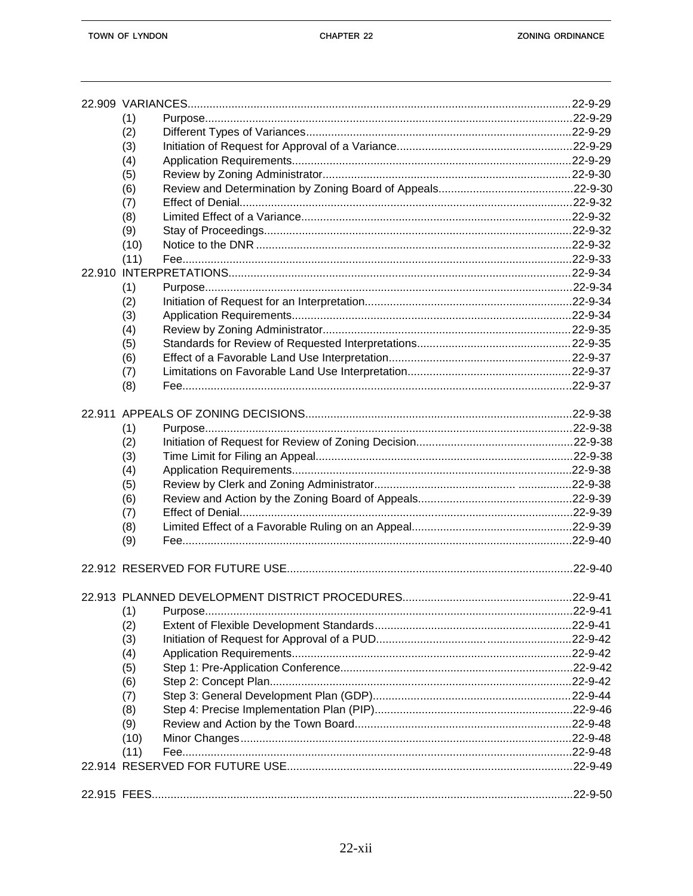| | | | |
|---|---|---|---|
| 22.909 | VARIANCES | | 22-9-29 |
| | (1) | Purpose | 22-9-29 |
| | (2) | Different Types of Variances | 22-9-29 |
| | (3) | Initiation of Request for Approval of a Variance | 22-9-29 |
| | (4) | Application Requirements | 22-9-29 |
| | (5) | Review by Zoning Administrator | 22-9-30 |
| | (6) | Review and Determination by Zoning Board of Appeals | 22-9-30 |
| | (7) | Effect of Denial | 22-9-32 |
| | (8) | Limited Effect of a Variance | 22-9-32 |
| | (9) | Stay of Proceedings | 22-9-32 |
| | (10) | Notice to the DNR | 22-9-32 |
| | (11) | Fee | 22-9-33 |
| 22.910 | INTERPRETATIONS | | 22-9-34 |
| | (1) | Purpose | 22-9-34 |
| | (2) | Initiation of Request for an Interpretation | 22-9-34 |
| | (3) | Application Requirements | 22-9-34 |
| | (4) | Review by Zoning Administrator | 22-9-35 |
| | (5) | Standards for Review of Requested Interpretations | 22-9-35 |
| | (6) | Effect of a Favorable Land Use Interpretation | 22-9-37 |
| | (7) | Limitations on Favorable Land Use Interpretation | 22-9-37 |
| | (8) | Fee | 22-9-37 |
| 22.911 | APPEALS OF ZONING DECISIONS | | 22-9-38 |
| | (1) | Purpose | 22-9-38 |
| | (2) | Initiation of Request for Review of Zoning Decision | 22-9-38 |
| | (3) | Time Limit for Filing an Appeal | 22-9-38 |
| | (4) | Application Requirements | 22-9-38 |
| | (5) | Review by Clerk and Zoning Administrator | 22-9-38 |
| | (6) | Review and Action by the Zoning Board of Appeals | 22-9-39 |
| | (7) | Effect of Denial | 22-9-39 |
| | (8) | Limited Effect of a Favorable Ruling on an Appeal | 22-9-39 |
| | (9) | Fee | 22-9-40 |
| 22.912 | RESERVED FOR FUTURE USE | | 22-9-40 |
| 22.913 | PLANNED DEVELOPMENT DISTRICT PROCEDURES | | 22-9-41 |
| | (1) | Purpose | 22-9-41 |
| | (2) | Extent of Flexible Development Standards | 22-9-41 |
| | (3) | Initiation of Request for Approval of a PUD | 22-9-42 |
| | (4) | Application Requirements | 22-9-42 |
| | (5) | Step 1: Pre-Application Conference | 22-9-42 |
| | (6) | Step 2: Concept Plan | 22-9-42 |
| | (7) | Step 3: General Development Plan (GDP) | 22-9-44 |
| | (8) | Step 4: Precise Implementation Plan (PIP) | 22-9-46 |
| | (9) | Review and Action by the Town Board | 22-9-48 |
| | (10) | Minor Changes | 22-9-48 |
| | (11) | Fee | 22-9-48 |
| 22.914 | RESERVED FOR FUTURE USE | | 22-9-49 |
| 22.915 | FEES | | 22-9-50 |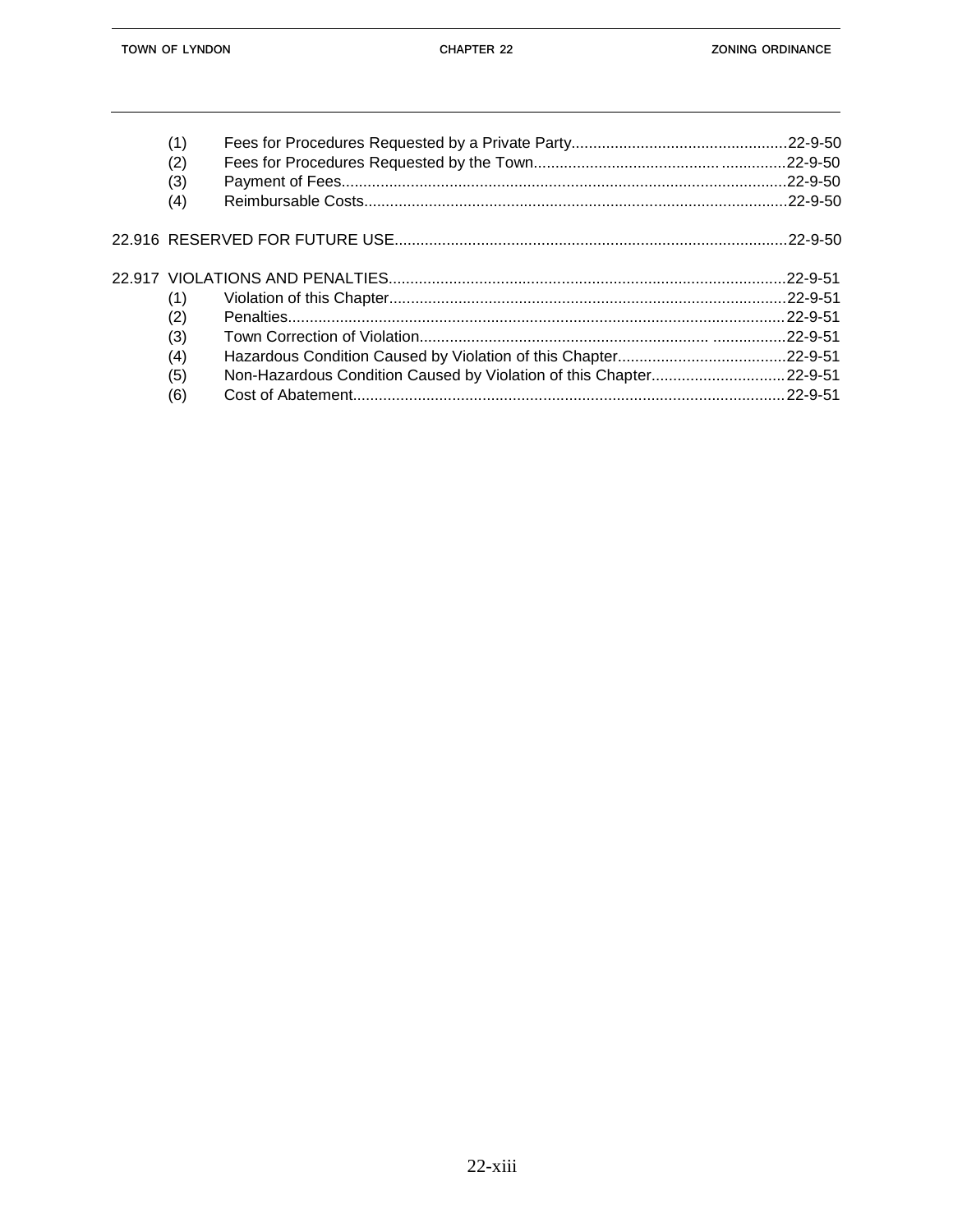(1) Fees for Procedures Requested by a Private Party....................................................22-9-50
(2) Fees for Procedures Requested by the Town..........................................................22-9-50
(3) Payment of Fees.........................................................................................................22-9-50
(4) Reimbursable Costs....................................................................................................22-9-50

22.916 RESERVED FOR FUTURE USE..........................................................................................22-9-50

22.917 VIOLATIONS AND PENALTIES..........................................................................................22-9-51
(1) Violation of this Chapter..............................................................................................22-9-51
(2) Penalties......................................................................................................................22-9-51
(3) Town Correction of Violation.......................................................................................22-9-51
(4) Hazardous Condition Caused by Violation of this Chapter..........................................22-9-51
(5) Non-Hazardous Condition Caused by Violation of this Chapter..................................22-9-51
(6) Cost of Abatement......................................................................................................22-9-51